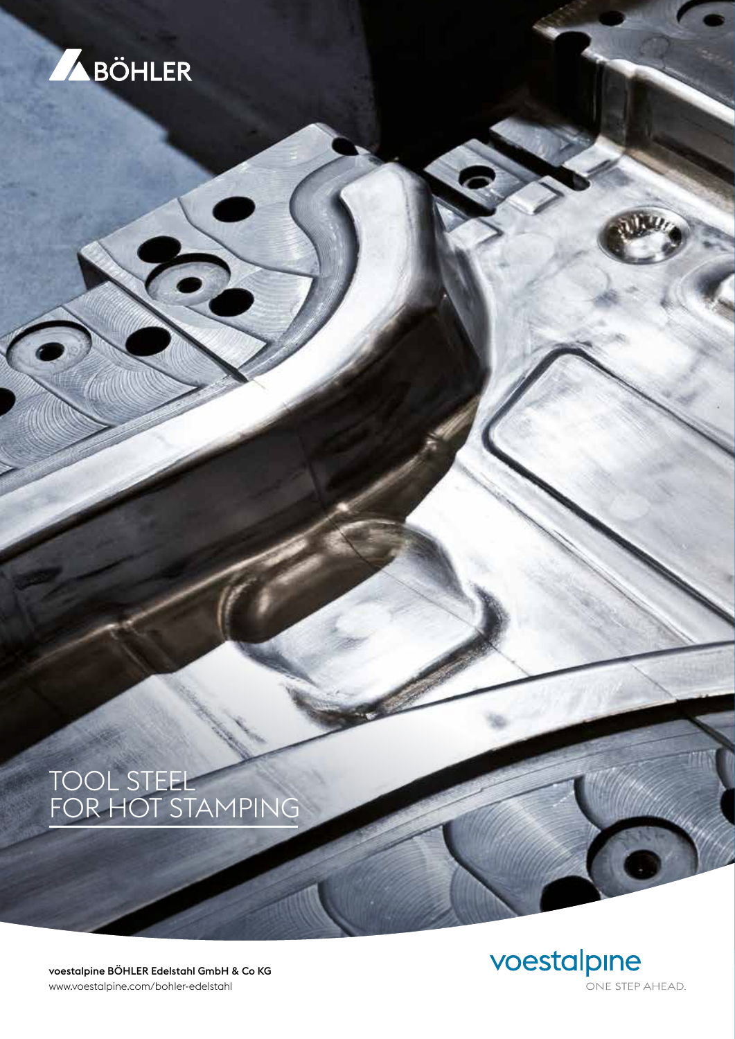BÖHLER

# TOOL STEEL FOR HOT STAMPING

**voestalpine BÖHLER Edelstahl GmbH & Co KG**
www.voestalpine.com/bohler-edelstahl

voestalpine
ONE STEP AHEAD.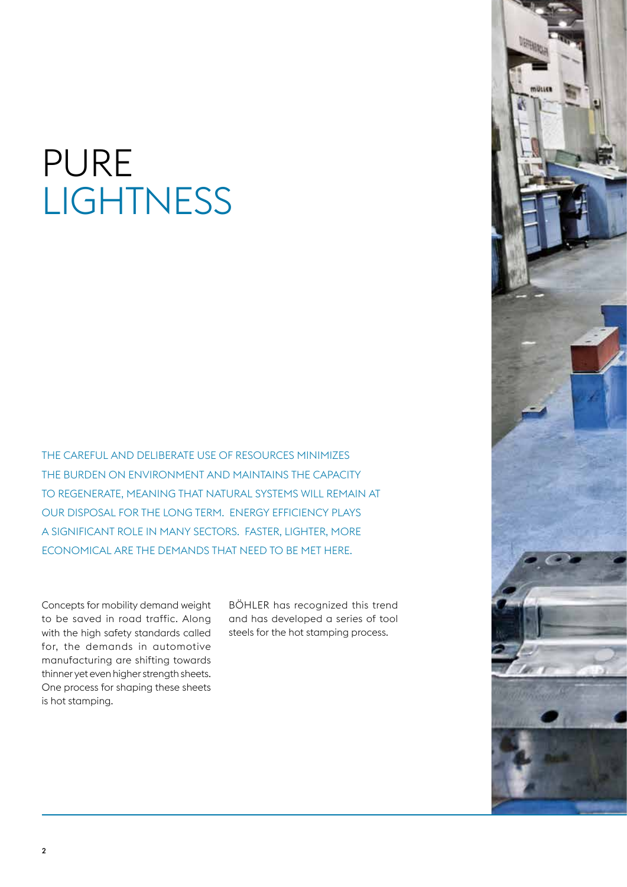# PURE LIGHTNESS

THE CAREFUL AND DELIBERATE USE OF RESOURCES MINIMIZES THE BURDEN ON ENVIRONMENT AND MAINTAINS THE CAPACITY TO REGENERATE, MEANING THAT NATURAL SYSTEMS WILL REMAIN AT OUR DISPOSAL FOR THE LONG TERM. ENERGY EFFICIENCY PLAYS A SIGNIFICANT ROLE IN MANY SECTORS. FASTER, LIGHTER, MORE ECONOMICAL ARE THE DEMANDS THAT NEED TO BE MET HERE.

Concepts for mobility demand weight to be saved in road traffic. Along with the high safety standards called for, the demands in automotive manufacturing are shifting towards thinner yet even higher strength sheets. One process for shaping these sheets is hot stamping.

BÖHLER has recognized this trend and has developed a series of tool steels for the hot stamping process.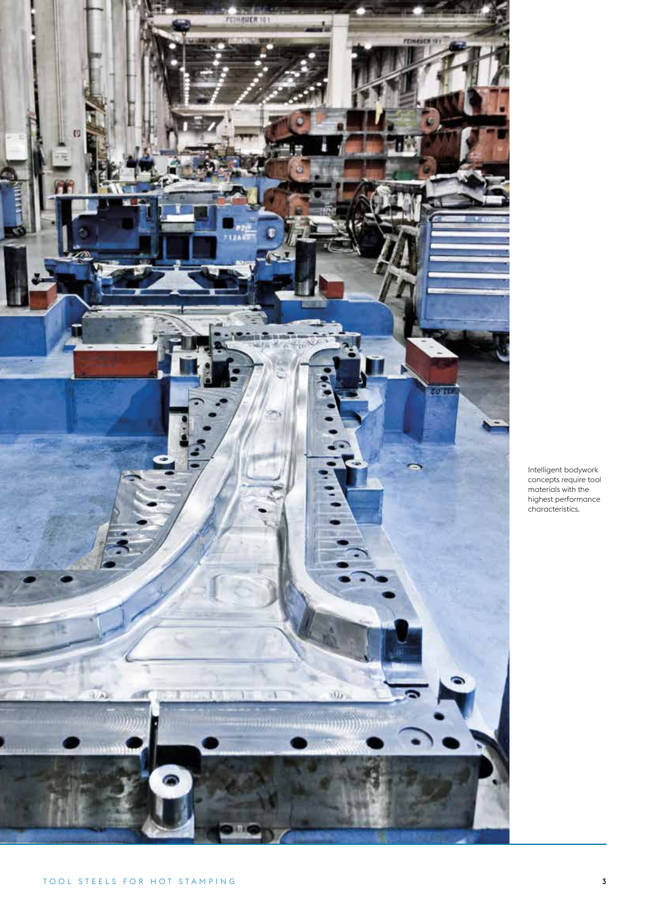Intelligent bodywork concepts require tool materials with the highest performance characteristics.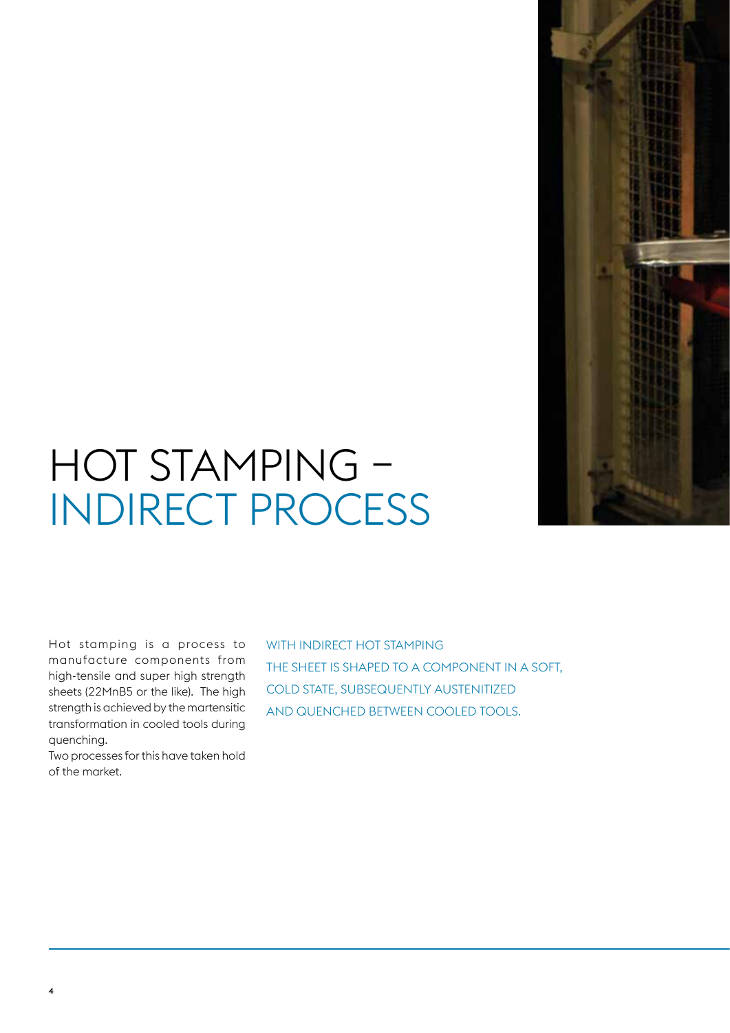# HOT STAMPING – INDIRECT PROCESS

Hot stamping is a process to manufacture components from high-tensile and super high strength sheets (22MnB5 or the like). The high strength is achieved by the martensitic transformation in cooled tools during quenching.
Two processes for this have taken hold of the market.

WITH INDIRECT HOT STAMPING
THE SHEET IS SHAPED TO A COMPONENT IN A SOFT, COLD STATE, SUBSEQUENTLY AUSTENITIZED AND QUENCHED BETWEEN COOLED TOOLS.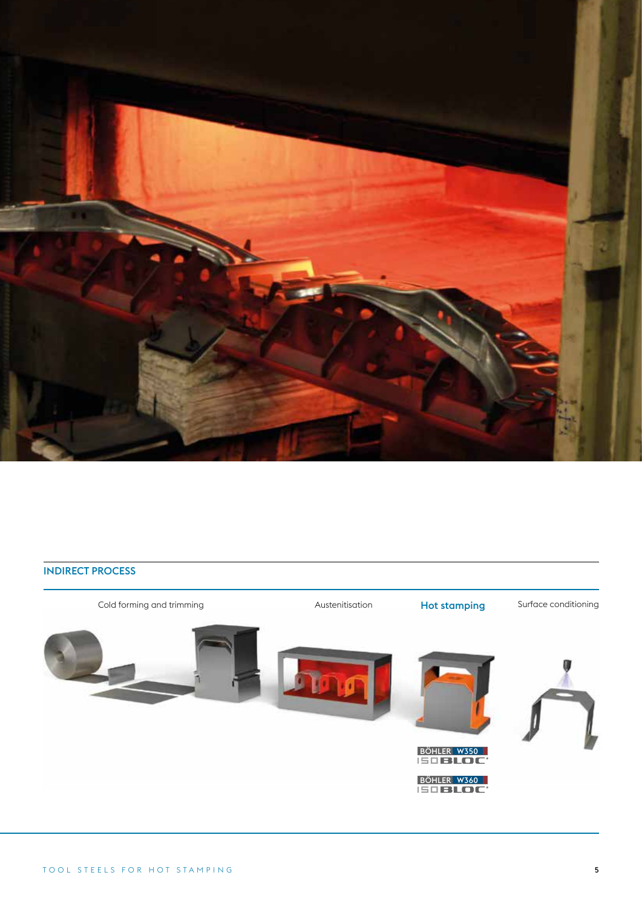## INDIRECT PROCESS

Cold forming and trimming

Austenitisation

**Hot stamping**

Surface conditioning

BÖHLER W350 ISOBLOC

BÖHLER W360 ISOBLOC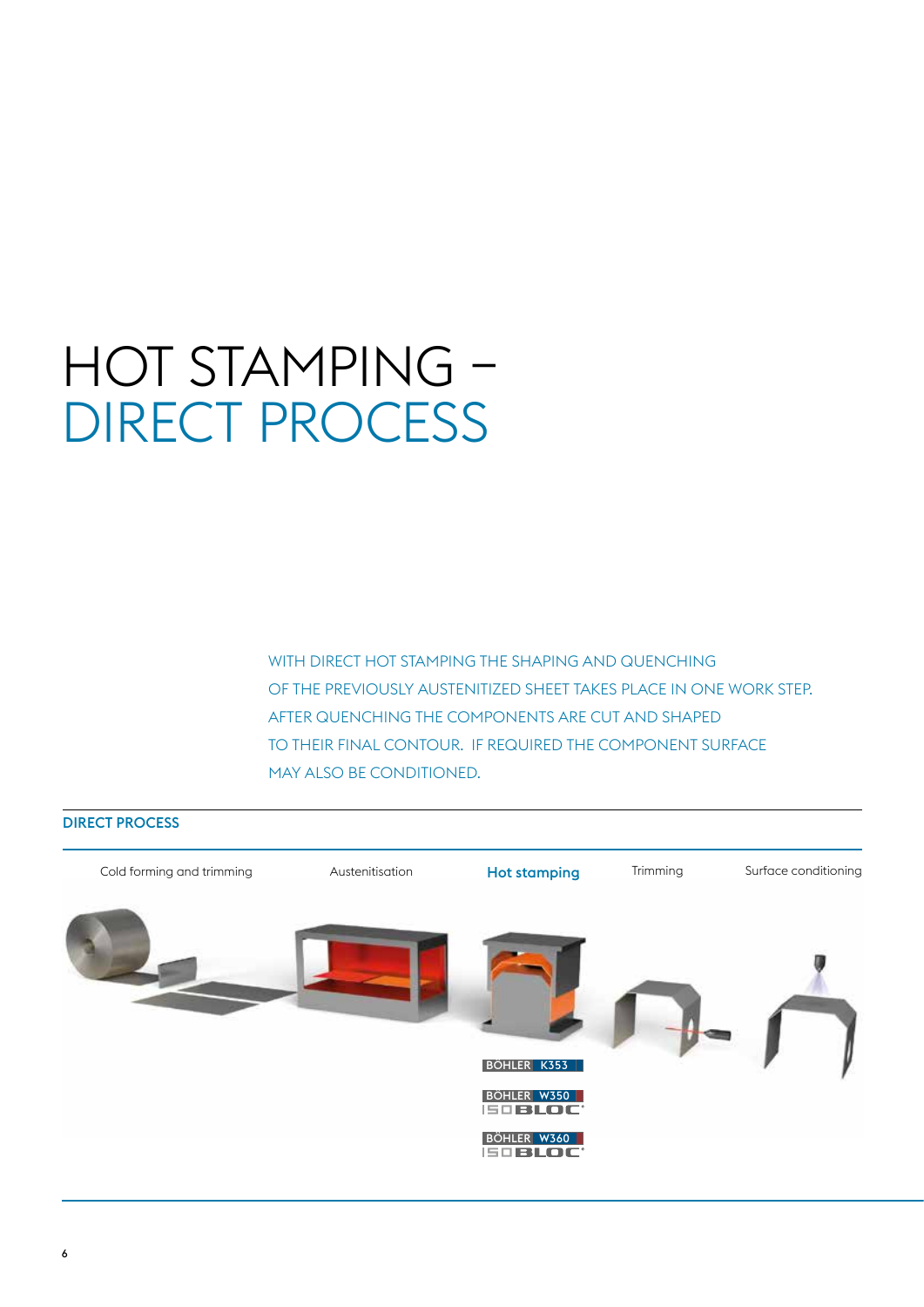# HOT STAMPING – DIRECT PROCESS

WITH DIRECT HOT STAMPING THE SHAPING AND QUENCHING OF THE PREVIOUSLY AUSTENITIZED SHEET TAKES PLACE IN ONE WORK STEP. AFTER QUENCHING THE COMPONENTS ARE CUT AND SHAPED TO THEIR FINAL CONTOUR. IF REQUIRED THE COMPONENT SURFACE MAY ALSO BE CONDITIONED.

## DIRECT PROCESS

Cold forming and trimming

Austenitisation

**Hot stamping**

Trimming

Surface conditioning

BÖHLER K353

BÖHLER W350 ISOBLOC

BÖHLER W360 ISOBLOC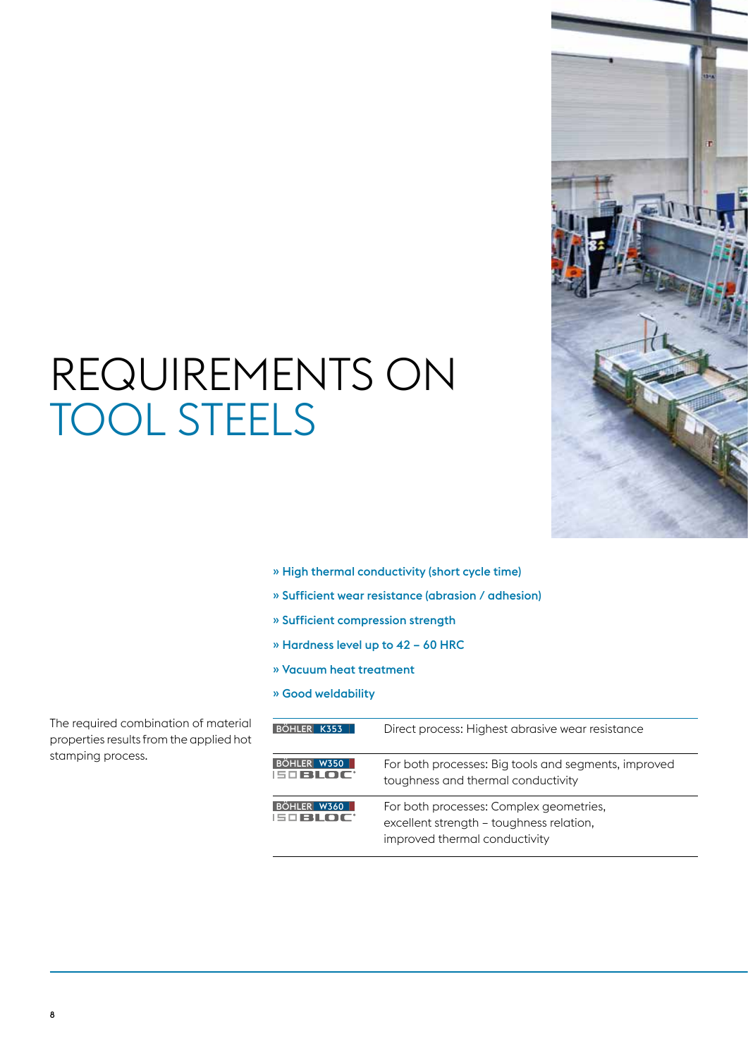# REQUIREMENTS ON TOOL STEELS

- » High thermal conductivity (short cycle time)
- » Sufficient wear resistance (abrasion / adhesion)
- » Sufficient compression strength
- » Hardness level up to 42 – 60 HRC
- » Vacuum heat treatment
- » Good weldability

The required combination of material properties results from the applied hot stamping process.

| | |
|---|---|
| BÖHLER K353 | Direct process: Highest abrasive wear resistance |
| BÖHLER W350 ISOBLOC | For both processes: Big tools and segments, improved toughness and thermal conductivity |
| BÖHLER W360 ISOBLOC | For both processes: Complex geometries, excellent strength – toughness relation, improved thermal conductivity |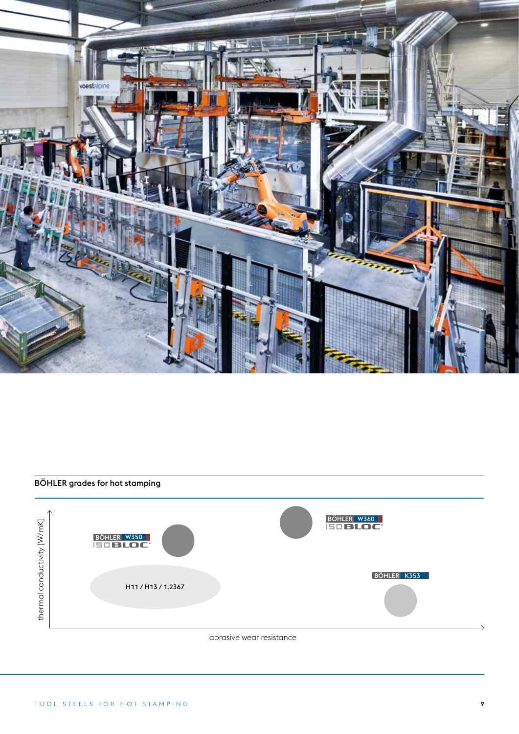**BÖHLER grades for hot stamping**

thermal conductivity [W/mK]

BÖHLER W350 ISOBLOC

BÖHLER W360 ISOBLOC

H11 / H13 / 1.2367

BÖHLER K353

abrasive wear resistance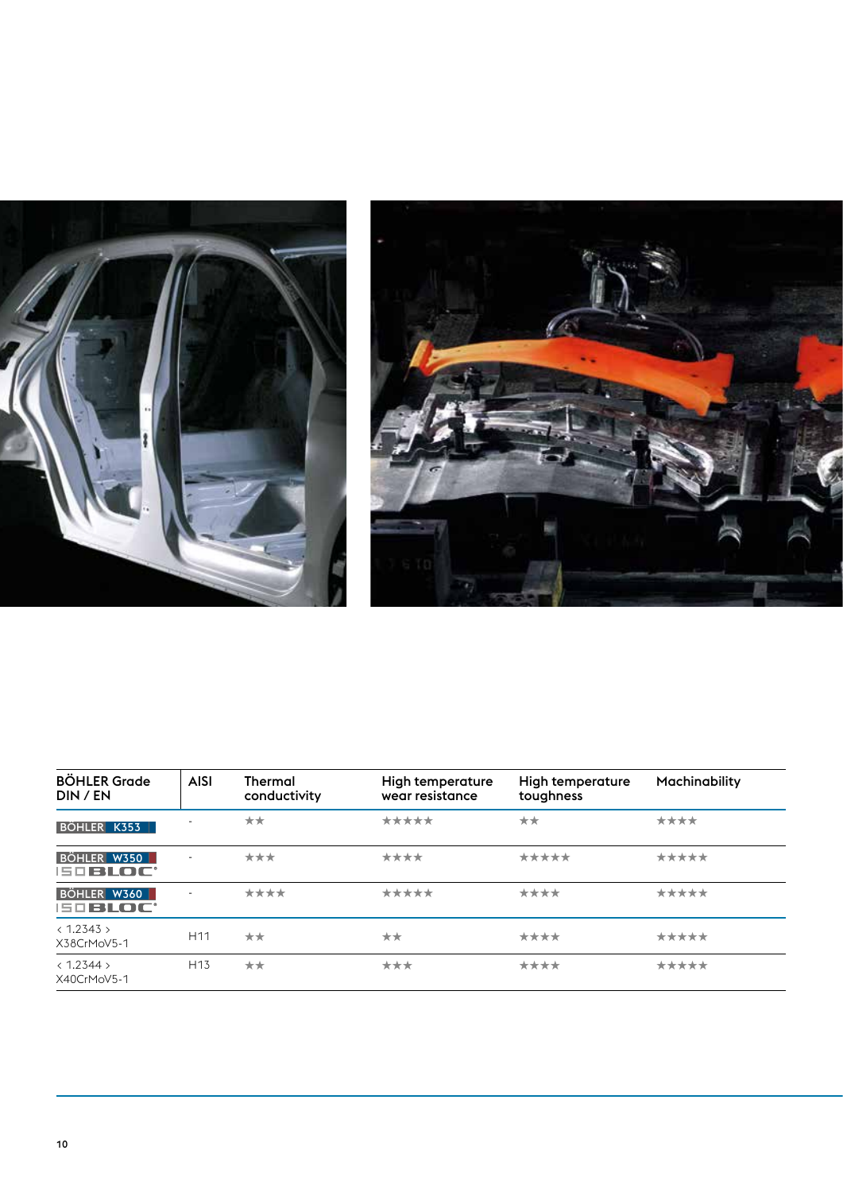| BÖHLER Grade DIN / EN | AISI | Thermal conductivity | High temperature wear resistance | High temperature toughness | Machinability |
|---|---|---|---|---|---|
| BÖHLER K353 | - | ★★ | ★★★★★ | ★★ | ★★★★ |
| BÖHLER W350 ISOBLOC® | - | ★★★ | ★★★★ | ★★★★★ | ★★★★★ |
| BÖHLER W360 ISOBLOC® | - | ★★★★ | ★★★★★ | ★★★★ | ★★★★★ |
| < 1.2343 > X38CrMoV5-1 | H11 | ★★ | ★★ | ★★★★ | ★★★★★ |
| < 1.2344 > X40CrMoV5-1 | H13 | ★★ | ★★★ | ★★★★ | ★★★★★ |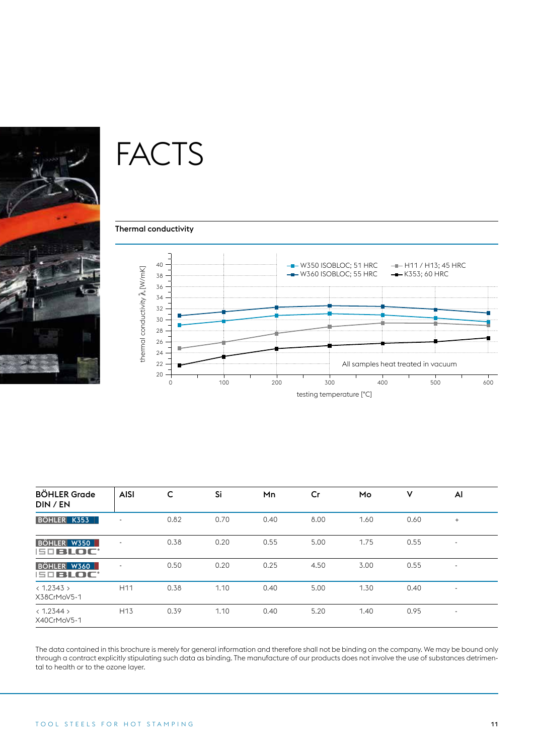# FACTS

## Thermal conductivity

thermal conductivity λ [W/mK]

40
38
36
34
32
30
28
26
24
22
20

0 100 200 300 400 500 600

testing temperature [°C]

W350 ISOBLOC; 51 HRC
W360 ISOBLOC; 55 HRC
H11 / H13; 45 HRC
K353; 60 HRC

All samples heat treated in vacuum

| BÖHLER Grade DIN / EN | AISI | C | Si | Mn | Cr | Mo | V | Al |
|---|---|---|---|---|---|---|---|---|
| BÖHLER K353 | - | 0.82 | 0.70 | 0.40 | 8.00 | 1.60 | 0.60 | + |
| BÖHLER W350 ISOBLOC | - | 0.38 | 0.20 | 0.55 | 5.00 | 1.75 | 0.55 | - |
| BÖHLER W360 ISOBLOC | - | 0.50 | 0.20 | 0.25 | 4.50 | 3.00 | 0.55 | - |
| < 1.2343 > X38CrMoV5-1 | H11 | 0.38 | 1.10 | 0.40 | 5.00 | 1.30 | 0.40 | - |
| < 1.2344 > X40CrMoV5-1 | H13 | 0.39 | 1.10 | 0.40 | 5.20 | 1.40 | 0.95 | - |

The data contained in this brochure is merely for general information and therefore shall not be binding on the company. We may be bound only through a contract explicitly stipulating such data as binding. The manufacture of our products does not involve the use of substances detrimental to health or to the ozone layer.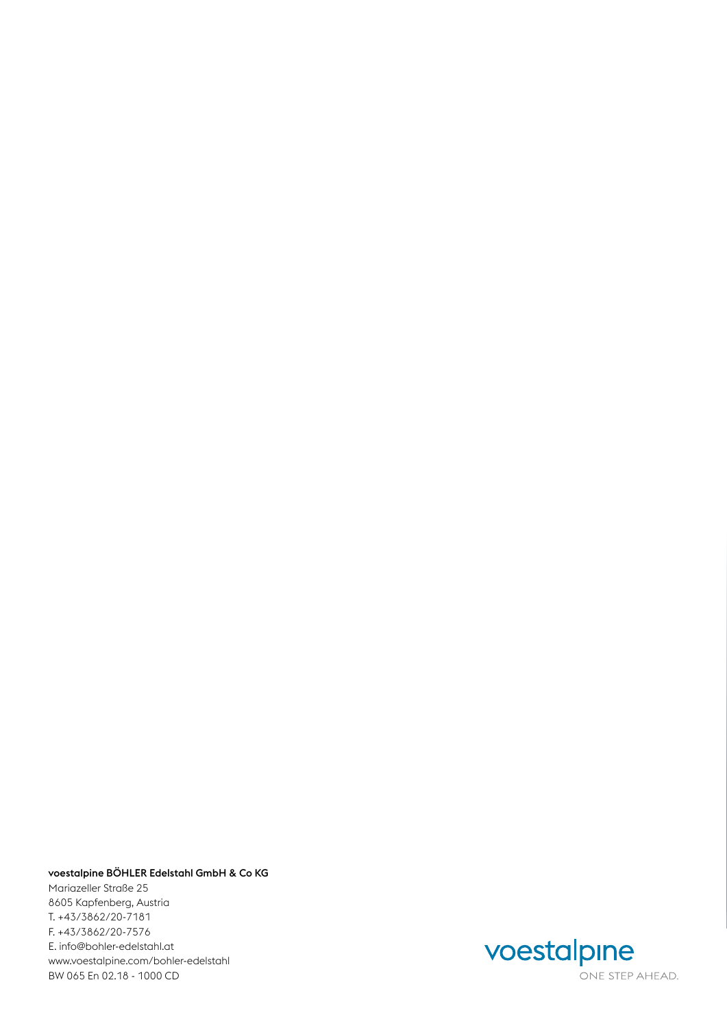**voestalpine BÖHLER Edelstahl GmbH & Co KG**
Mariazeller Straße 25
8605 Kapfenberg, Austria
T. +43/3862/20-7181
F. +43/3862/20-7576
E. info@bohler-edelstahl.at
www.voestalpine.com/bohler-edelstahl
BW 065 En 02.18 - 1000 CD

voestalpine
ONE STEP AHEAD.